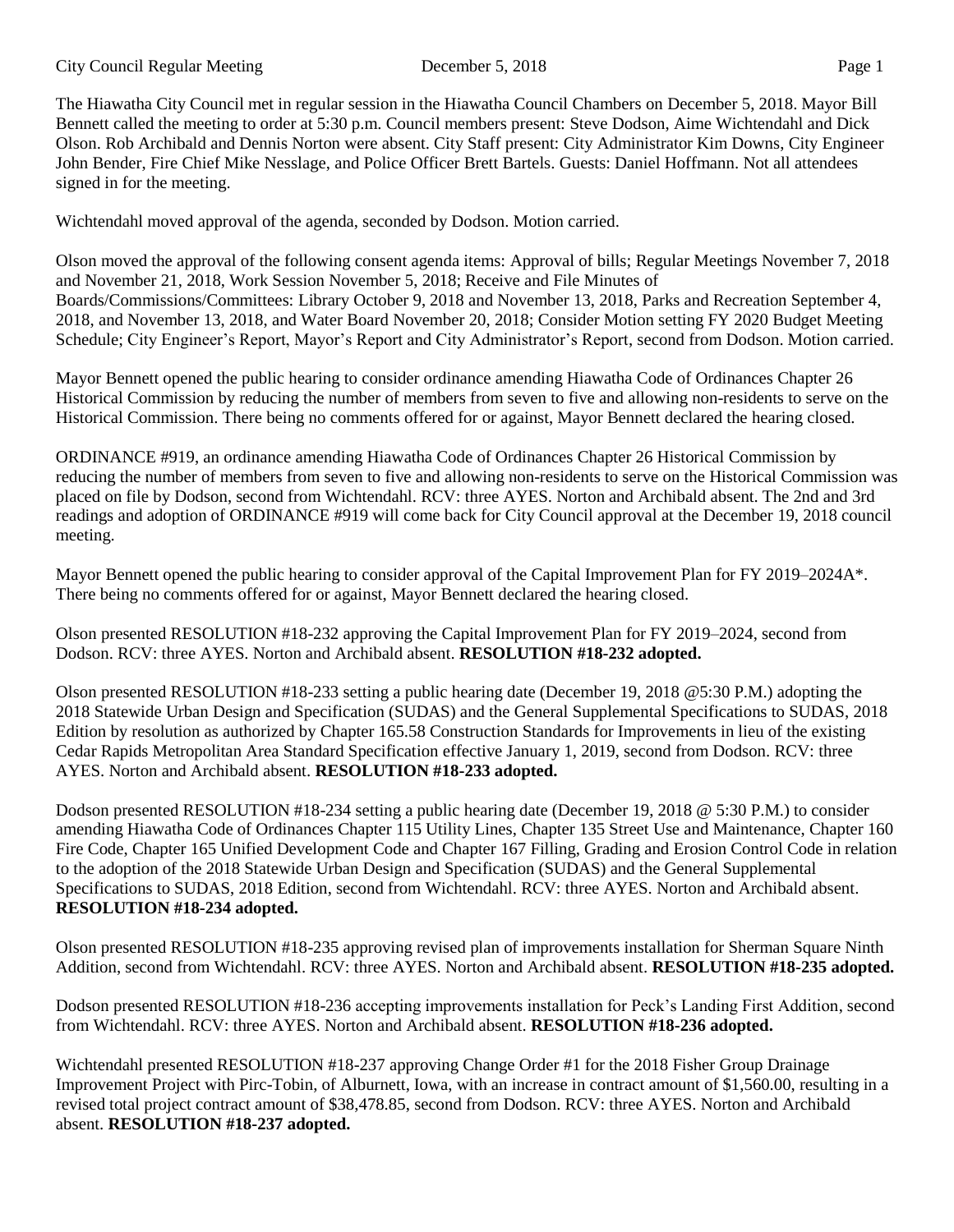The Hiawatha City Council met in regular session in the Hiawatha Council Chambers on December 5, 2018. Mayor Bill Bennett called the meeting to order at 5:30 p.m. Council members present: Steve Dodson, Aime Wichtendahl and Dick Olson. Rob Archibald and Dennis Norton were absent. City Staff present: City Administrator Kim Downs, City Engineer John Bender, Fire Chief Mike Nesslage, and Police Officer Brett Bartels. Guests: Daniel Hoffmann. Not all attendees signed in for the meeting.

Wichtendahl moved approval of the agenda, seconded by Dodson. Motion carried.

Olson moved the approval of the following consent agenda items: Approval of bills; Regular Meetings November 7, 2018 and November 21, 2018, Work Session November 5, 2018; Receive and File Minutes of Boards/Commissions/Committees: Library October 9, 2018 and November 13, 2018, Parks and Recreation September 4, 2018, and November 13, 2018, and Water Board November 20, 2018; Consider Motion setting FY 2020 Budget Meeting Schedule; City Engineer's Report, Mayor's Report and City Administrator's Report, second from Dodson. Motion carried.

Mayor Bennett opened the public hearing to consider ordinance amending Hiawatha Code of Ordinances Chapter 26 Historical Commission by reducing the number of members from seven to five and allowing non-residents to serve on the Historical Commission. There being no comments offered for or against, Mayor Bennett declared the hearing closed.

ORDINANCE #919, an ordinance amending Hiawatha Code of Ordinances Chapter 26 Historical Commission by reducing the number of members from seven to five and allowing non-residents to serve on the Historical Commission was placed on file by Dodson, second from Wichtendahl. RCV: three AYES. Norton and Archibald absent. The 2nd and 3rd readings and adoption of ORDINANCE #919 will come back for City Council approval at the December 19, 2018 council meeting.

Mayor Bennett opened the public hearing to consider approval of the Capital Improvement Plan for FY 2019–2024A*. There being no comments offered for or against, Mayor Bennett declared the hearing closed.

Olson presented RESOLUTION #18-232 approving the Capital Improvement Plan for FY 2019–2024, second from Dodson. RCV: three AYES. Norton and Archibald absent. **RESOLUTION #18-232 adopted.**

Olson presented RESOLUTION #18-233 setting a public hearing date (December 19, 2018 @5:30 P.M.) adopting the 2018 Statewide Urban Design and Specification (SUDAS) and the General Supplemental Specifications to SUDAS, 2018 Edition by resolution as authorized by Chapter 165.58 Construction Standards for Improvements in lieu of the existing Cedar Rapids Metropolitan Area Standard Specification effective January 1, 2019, second from Dodson. RCV: three AYES. Norton and Archibald absent. **RESOLUTION #18-233 adopted.**

Dodson presented RESOLUTION #18-234 setting a public hearing date (December 19, 2018 @ 5:30 P.M.) to consider amending Hiawatha Code of Ordinances Chapter 115 Utility Lines, Chapter 135 Street Use and Maintenance, Chapter 160 Fire Code, Chapter 165 Unified Development Code and Chapter 167 Filling, Grading and Erosion Control Code in relation to the adoption of the 2018 Statewide Urban Design and Specification (SUDAS) and the General Supplemental Specifications to SUDAS, 2018 Edition, second from Wichtendahl. RCV: three AYES. Norton and Archibald absent. **RESOLUTION #18-234 adopted.**

Olson presented RESOLUTION #18-235 approving revised plan of improvements installation for Sherman Square Ninth Addition, second from Wichtendahl. RCV: three AYES. Norton and Archibald absent. **RESOLUTION #18-235 adopted.**

Dodson presented RESOLUTION #18-236 accepting improvements installation for Peck's Landing First Addition, second from Wichtendahl. RCV: three AYES. Norton and Archibald absent. **RESOLUTION #18-236 adopted.**

Wichtendahl presented RESOLUTION #18-237 approving Change Order #1 for the 2018 Fisher Group Drainage Improvement Project with Pirc-Tobin, of Alburnett, Iowa, with an increase in contract amount of $1,560.00, resulting in a revised total project contract amount of $38,478.85, second from Dodson. RCV: three AYES. Norton and Archibald absent. **RESOLUTION #18-237 adopted.**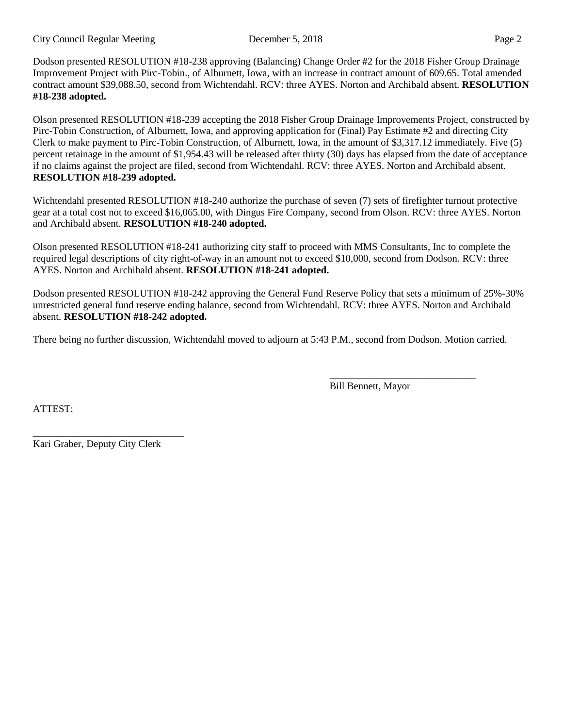Dodson presented RESOLUTION #18-238 approving (Balancing) Change Order #2 for the 2018 Fisher Group Drainage Improvement Project with Pirc-Tobin., of Alburnett, Iowa, with an increase in contract amount of 609.65. Total amended contract amount $39,088.50, second from Wichtendahl. RCV: three AYES. Norton and Archibald absent. **RESOLUTION #18-238 adopted.**

Olson presented RESOLUTION #18-239 accepting the 2018 Fisher Group Drainage Improvements Project, constructed by Pirc-Tobin Construction, of Alburnett, Iowa, and approving application for (Final) Pay Estimate #2 and directing City Clerk to make payment to Pirc-Tobin Construction, of Alburnett, Iowa, in the amount of $3,317.12 immediately. Five (5) percent retainage in the amount of $1,954.43 will be released after thirty (30) days has elapsed from the date of acceptance if no claims against the project are filed, second from Wichtendahl. RCV: three AYES. Norton and Archibald absent. **RESOLUTION #18-239 adopted.**

Wichtendahl presented RESOLUTION #18-240 authorize the purchase of seven (7) sets of firefighter turnout protective gear at a total cost not to exceed $16,065.00, with Dingus Fire Company, second from Olson. RCV: three AYES. Norton and Archibald absent. **RESOLUTION #18-240 adopted.**

Olson presented RESOLUTION #18-241 authorizing city staff to proceed with MMS Consultants, Inc to complete the required legal descriptions of city right-of-way in an amount not to exceed $10,000, second from Dodson. RCV: three AYES. Norton and Archibald absent. **RESOLUTION #18-241 adopted.**

Dodson presented RESOLUTION #18-242 approving the General Fund Reserve Policy that sets a minimum of 25%-30% unrestricted general fund reserve ending balance, second from Wichtendahl. RCV: three AYES. Norton and Archibald absent. **RESOLUTION #18-242 adopted.**

There being no further discussion, Wichtendahl moved to adjourn at 5:43 P.M., second from Dodson. Motion carried.

_____________________________
Bill Bennett, Mayor

ATTEST:

_____________________________
Kari Graber, Deputy City Clerk